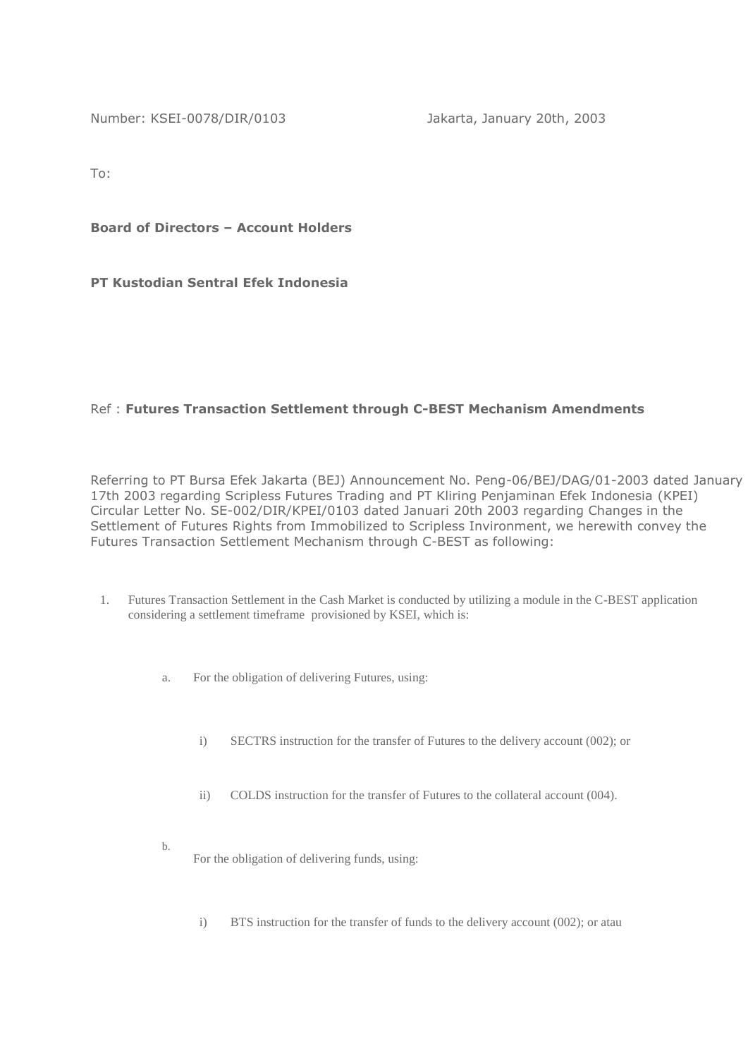Number: KSEI-0078/DIR/0103 Jakarta, January 20th, 2003

To:

**Board of Directors – Account Holders**

**PT Kustodian Sentral Efek Indonesia**

Ref : **Futures Transaction Settlement through C-BEST Mechanism Amendments**

Referring to PT Bursa Efek Jakarta (BEJ) Announcement No. Peng-06/BEJ/DAG/01-2003 dated January 17th 2003 regarding Scripless Futures Trading and PT Kliring Penjaminan Efek Indonesia (KPEI) Circular Letter No. SE-002/DIR/KPEI/0103 dated Januari 20th 2003 regarding Changes in the Settlement of Futures Rights from Immobilized to Scripless Invironment, we herewith convey the Futures Transaction Settlement Mechanism through C-BEST as following:

1. Futures Transaction Settlement in the Cash Market is conducted by utilizing a module in the C-BEST application considering a settlement timeframe provisioned by KSEI, which is:

   a. For the obligation of delivering Futures, using:

      i) SECTRS instruction for the transfer of Futures to the delivery account (002); or

      ii) COLDS instruction for the transfer of Futures to the collateral account (004).

   b. For the obligation of delivering funds, using:

      i) BTS instruction for the transfer of funds to the delivery account (002); or atau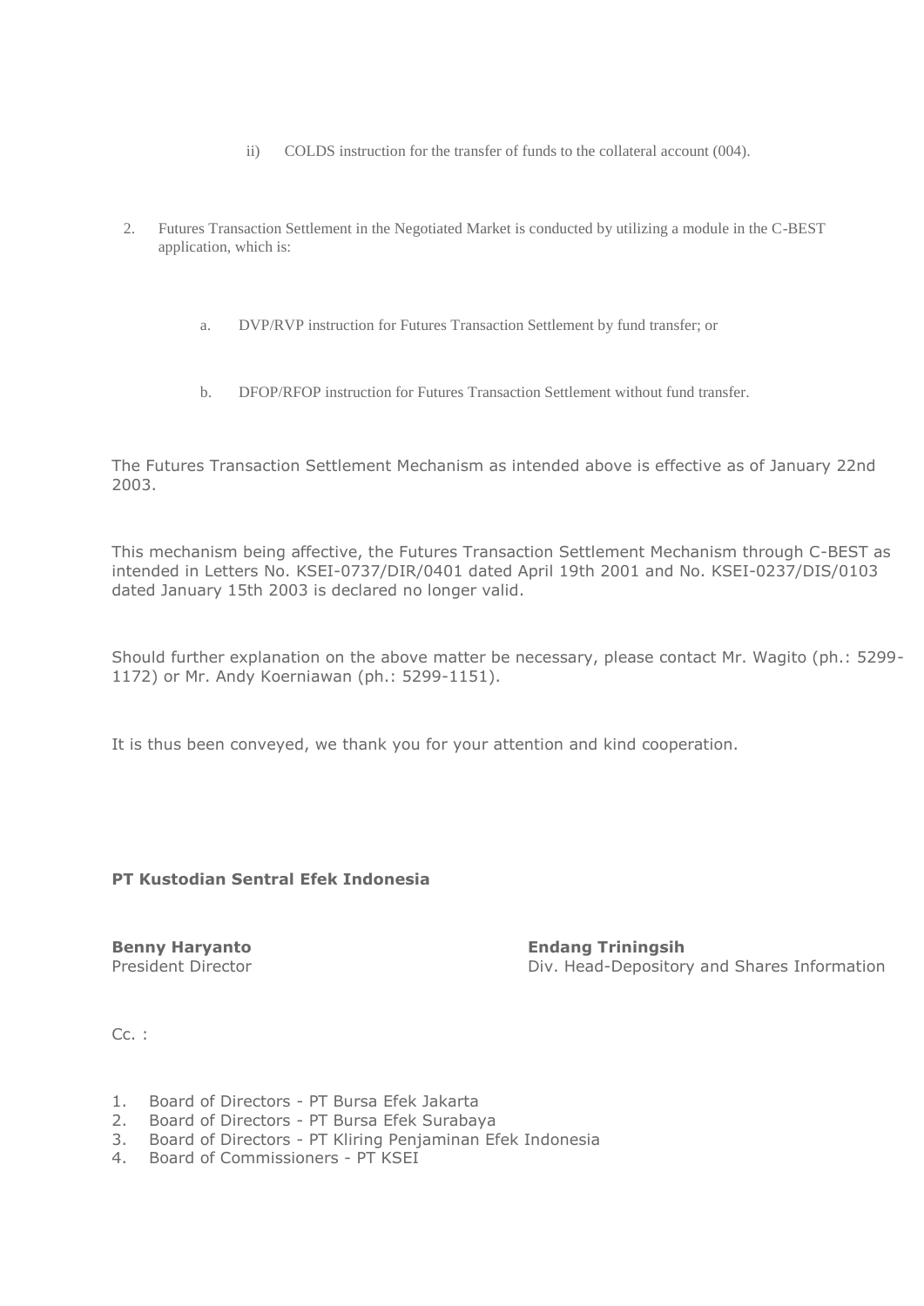ii) COLDS instruction for the transfer of funds to the collateral account (004).

2. Futures Transaction Settlement in the Negotiated Market is conducted by utilizing a module in the C-BEST application, which is:

   a. DVP/RVP instruction for Futures Transaction Settlement by fund transfer; or

   b. DFOP/RFOP instruction for Futures Transaction Settlement without fund transfer.

The Futures Transaction Settlement Mechanism as intended above is effective as of January 22nd 2003.

This mechanism being affective, the Futures Transaction Settlement Mechanism through C-BEST as intended in Letters No. KSEI-0737/DIR/0401 dated April 19th 2001 and No. KSEI-0237/DIS/0103 dated January 15th 2003 is declared no longer valid.

Should further explanation on the above matter be necessary, please contact Mr. Wagito (ph.: 5299-1172) or Mr. Andy Koerniawan (ph.: 5299-1151).

It is thus been conveyed, we thank you for your attention and kind cooperation.

**PT Kustodian Sentral Efek Indonesia**

**Benny Haryanto**
President Director

**Endang Triningsih**
Div. Head-Depository and Shares Information

Cc. :

1. Board of Directors - PT Bursa Efek Jakarta
2. Board of Directors - PT Bursa Efek Surabaya
3. Board of Directors - PT Kliring Penjaminan Efek Indonesia
4. Board of Commissioners - PT KSEI